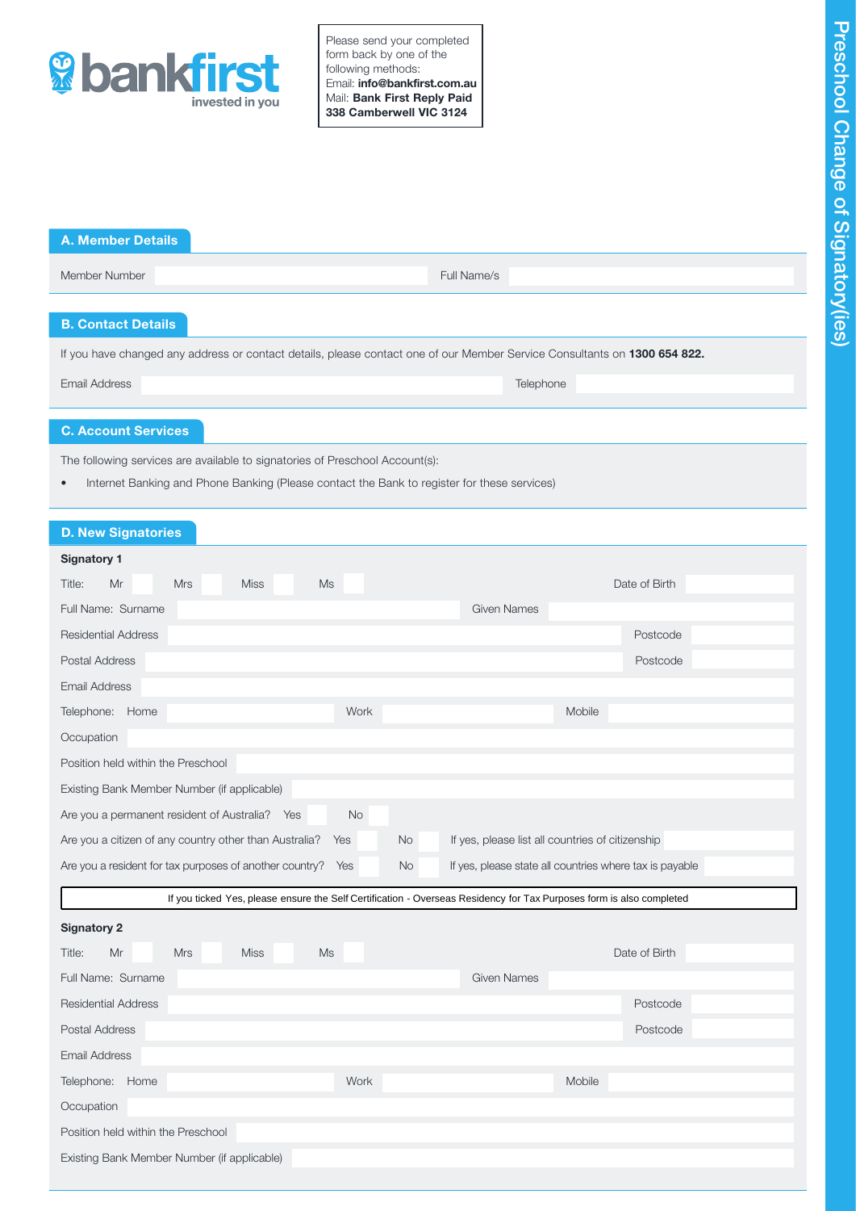# Preschool Change of Signatory(ies)

bankfirst
invested in you

Please send your completed form back by one of the following methods:
Email: **info@bankfirst.com.au**
Mail: **Bank First Reply Paid 338 Camberwell VIC 3124**

## A. Member Details

| Member Number | | Full Name/s | |
|---|---|---|---|

## B. Contact Details

If you have changed any address or contact details, please contact one of our Member Service Consultants on **1300 654 822.**

| Email Address | | Telephone | |
|---|---|---|---|

## C. Account Services

The following services are available to signatories of Preschool Account(s):

- Internet Banking and Phone Banking (Please contact the Bank to register for these services)

## D. New Signatories

**Signatory 1**

Title: Mr ☐ Mrs ☐ Miss ☐ Ms ☐ Date of Birth

Full Name: Surname Given Names

Residential Address Postcode

Postal Address Postcode

Email Address

Telephone: Home Work Mobile

Occupation

Position held within the Preschool

Existing Bank Member Number (if applicable)

Are you a permanent resident of Australia? Yes ☐ No ☐

Are you a citizen of any country other than Australia? Yes ☐ No ☐ If yes, please list all countries of citizenship

Are you a resident for tax purposes of another country? Yes ☐ No ☐ If yes, please state all countries where tax is payable

If you ticked Yes, please ensure the Self Certification - Overseas Residency for Tax Purposes form is also completed

**Signatory 2**

Title: Mr ☐ Mrs ☐ Miss ☐ Ms ☐ Date of Birth

Full Name: Surname Given Names

Residential Address Postcode

Postal Address Postcode

Email Address

Telephone: Home Work Mobile

Occupation

Position held within the Preschool

Existing Bank Member Number (if applicable)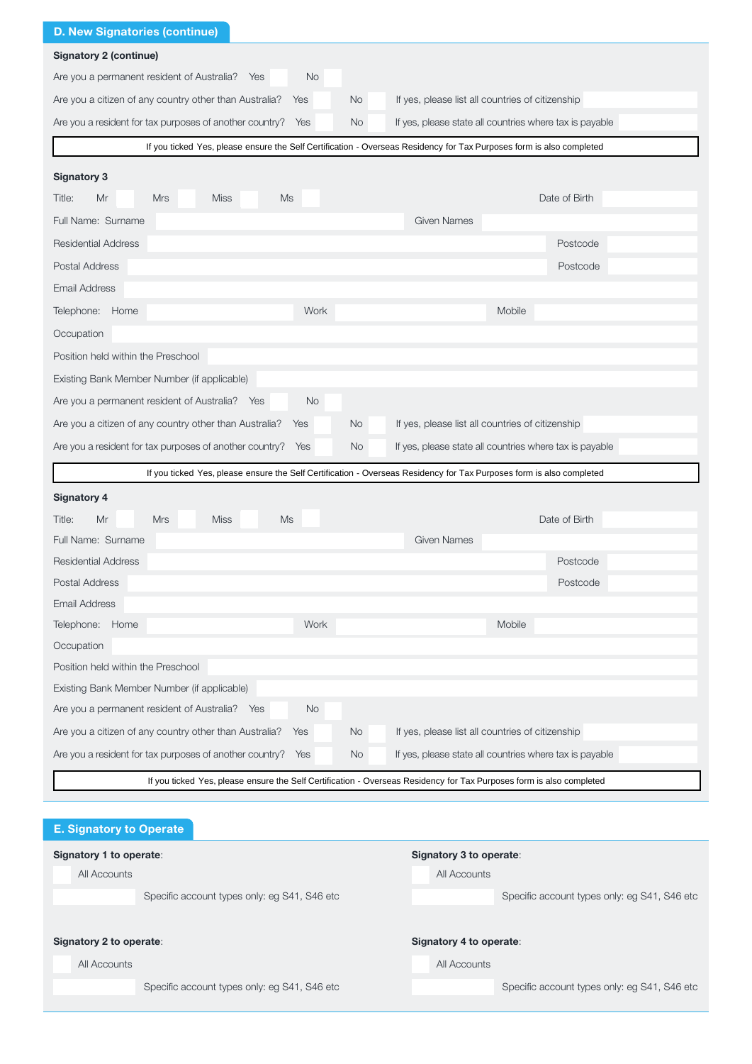## D. New Signatories (continue)

**Signatory 2 (continue)**

Are you a permanent resident of Australia? Yes ☐ No ☐

Are you a citizen of any country other than Australia? Yes ☐ No ☐ If yes, please list all countries of citizenship

Are you a resident for tax purposes of another country? Yes ☐ No ☐ If yes, please state all countries where tax is payable

If you ticked Yes, please ensure the Self Certification - Overseas Residency for Tax Purposes form is also completed

**Signatory 3**

Title: Mr ☐ Mrs ☐ Miss ☐ Ms ☐ Date of Birth

Full Name: Surname Given Names

Residential Address Postcode

Postal Address Postcode

Email Address

Telephone: Home Work Mobile

Occupation

Position held within the Preschool

Existing Bank Member Number (if applicable)

Are you a permanent resident of Australia? Yes ☐ No ☐

Are you a citizen of any country other than Australia? Yes ☐ No ☐ If yes, please list all countries of citizenship

Are you a resident for tax purposes of another country? Yes ☐ No ☐ If yes, please state all countries where tax is payable

If you ticked Yes, please ensure the Self Certification - Overseas Residency for Tax Purposes form is also completed

**Signatory 4**

Title: Mr ☐ Mrs ☐ Miss ☐ Ms ☐ Date of Birth

Full Name: Surname Given Names

Residential Address Postcode

Postal Address Postcode

Email Address

Telephone: Home Work Mobile

Occupation

Position held within the Preschool

Existing Bank Member Number (if applicable)

Are you a permanent resident of Australia? Yes ☐ No ☐

Are you a citizen of any country other than Australia? Yes ☐ No ☐ If yes, please list all countries of citizenship

Are you a resident for tax purposes of another country? Yes ☐ No ☐ If yes, please state all countries where tax is payable

If you ticked Yes, please ensure the Self Certification - Overseas Residency for Tax Purposes form is also completed

## E. Signatory to Operate

**Signatory 1 to operate**:

☐ All Accounts

Specific account types only: eg S41, S46 etc

**Signatory 2 to operate**:

☐ All Accounts

Specific account types only: eg S41, S46 etc

**Signatory 3 to operate**:

☐ All Accounts

Specific account types only: eg S41, S46 etc

**Signatory 4 to operate**:

☐ All Accounts

Specific account types only: eg S41, S46 etc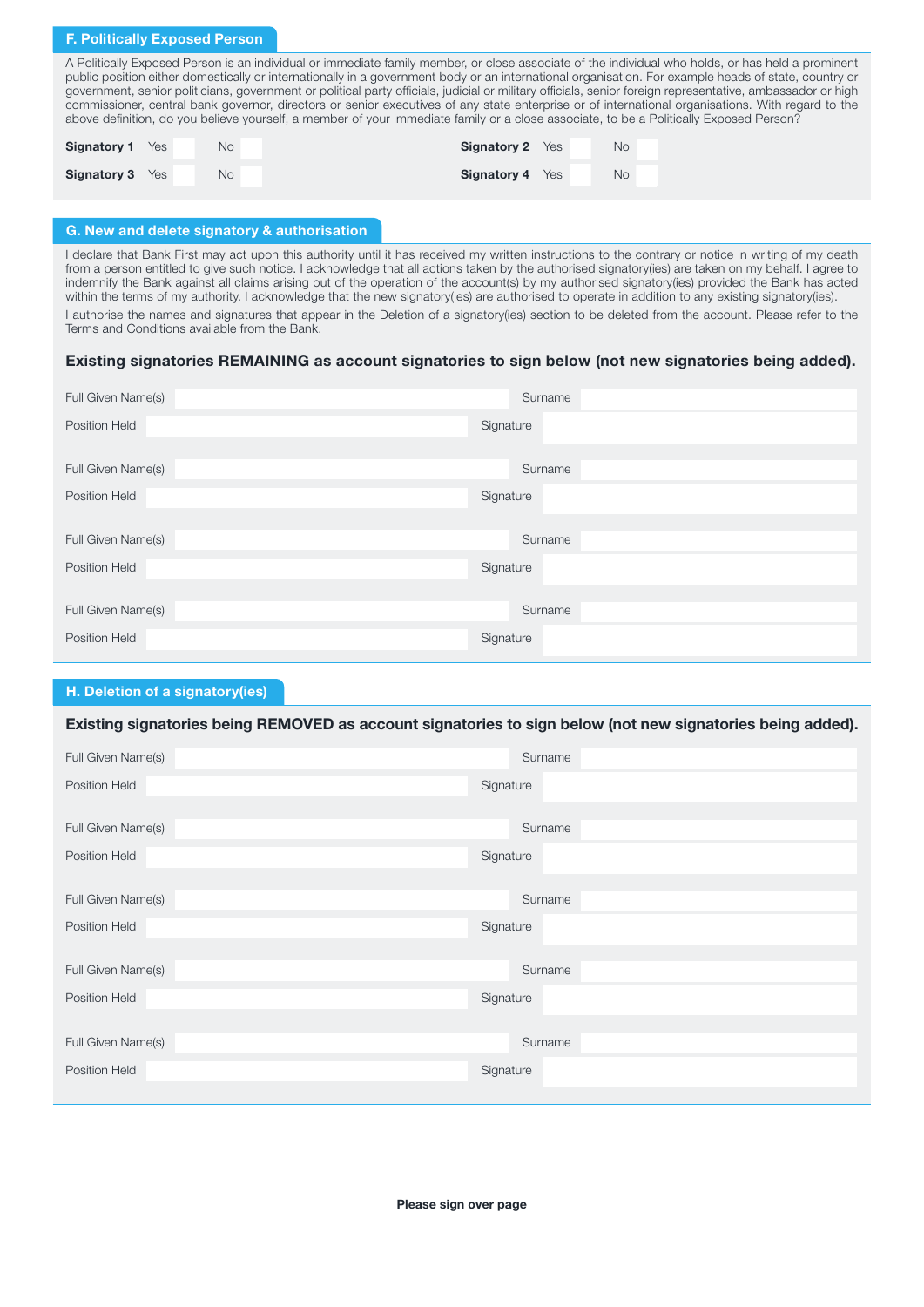## F. Politically Exposed Person

A Politically Exposed Person is an individual or immediate family member, or close associate of the individual who holds, or has held a prominent public position either domestically or internationally in a government body or an international organisation. For example heads of state, country or government, senior politicians, government or political party officials, judicial or military officials, senior foreign representative, ambassador or high commissioner, central bank governor, directors or senior executives of any state enterprise or of international organisations. With regard to the above definition, do you believe yourself, a member of your immediate family or a close associate, to be a Politically Exposed Person?

| | Yes | No | | Yes | No |
|---|---|---|---|---|---|
| **Signatory 1** | | | **Signatory 2** | | |
| **Signatory 3** | | | **Signatory 4** | | |

## G. New and delete signatory & authorisation

I declare that Bank First may act upon this authority until it has received my written instructions to the contrary or notice in writing of my death from a person entitled to give such notice. I acknowledge that all actions taken by the authorised signatory(ies) are taken on my behalf. I agree to indemnify the Bank against all claims arising out of the operation of the account(s) by my authorised signatory(ies) provided the Bank has acted within the terms of my authority. I acknowledge that the new signatory(ies) are authorised to operate in addition to any existing signatory(ies).

I authorise the names and signatures that appear in the Deletion of a signatory(ies) section to be deleted from the account. Please refer to the Terms and Conditions available from the Bank.

**Existing signatories REMAINING as account signatories to sign below (not new signatories being added).**

Full Given Name(s) ______________________ Surname ______________________
Position Held ______________________ Signature ______________________

Full Given Name(s) ______________________ Surname ______________________
Position Held ______________________ Signature ______________________

Full Given Name(s) ______________________ Surname ______________________
Position Held ______________________ Signature ______________________

Full Given Name(s) ______________________ Surname ______________________
Position Held ______________________ Signature ______________________

## H. Deletion of a signatory(ies)

**Existing signatories being REMOVED as account signatories to sign below (not new signatories being added).**

Full Given Name(s) ______________________ Surname ______________________
Position Held ______________________ Signature ______________________

Full Given Name(s) ______________________ Surname ______________________
Position Held ______________________ Signature ______________________

Full Given Name(s) ______________________ Surname ______________________
Position Held ______________________ Signature ______________________

Full Given Name(s) ______________________ Surname ______________________
Position Held ______________________ Signature ______________________

Full Given Name(s) ______________________ Surname ______________________
Position Held ______________________ Signature ______________________

**Please sign over page**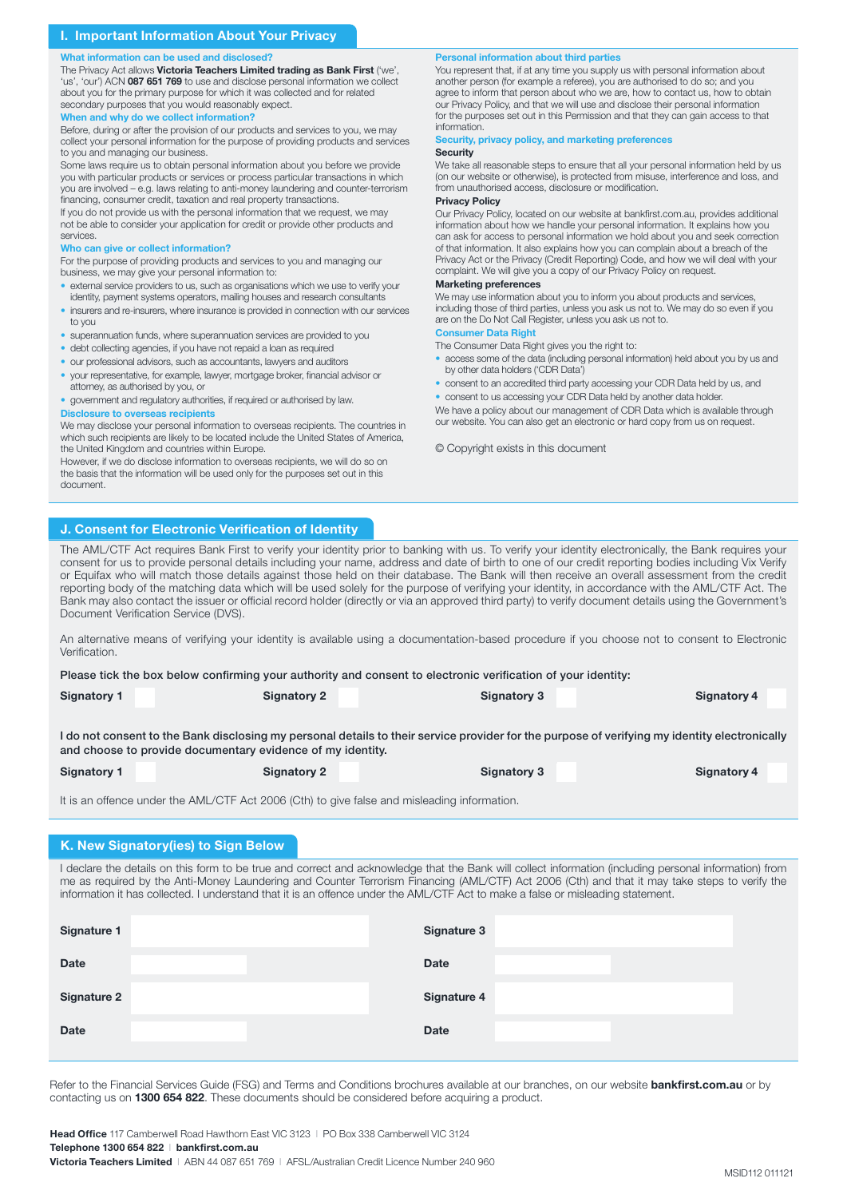## I. Important Information About Your Privacy

### What information can be used and disclosed?

The Privacy Act allows **Victoria Teachers Limited trading as Bank First** ('we', 'us', 'our') ACN **087 651 769** to use and disclose personal information we collect about you for the primary purpose for which it was collected and for related secondary purposes that you would reasonably expect.

### When and why do we collect information?

Before, during or after the provision of our products and services to you, we may collect your personal information for the purpose of providing products and services to you and managing our business.

Some laws require us to obtain personal information about you before we provide you with particular products or services or process particular transactions in which you are involved – e.g. laws relating to anti-money laundering and counter-terrorism financing, consumer credit, taxation and real property transactions.

If you do not provide us with the personal information that we request, we may not be able to consider your application for credit or provide other products and services.

### Who can give or collect information?

For the purpose of providing products and services to you and managing our business, we may give your personal information to:

- external service providers to us, such as organisations which we use to verify your identity, payment systems operators, mailing houses and research consultants
- insurers and re-insurers, where insurance is provided in connection with our services to you
- superannuation funds, where superannuation services are provided to you
- debt collecting agencies, if you have not repaid a loan as required
- our professional advisors, such as accountants, lawyers and auditors
- your representative, for example, lawyer, mortgage broker, financial advisor or attorney, as authorised by you, or
- government and regulatory authorities, if required or authorised by law.

### Disclosure to overseas recipients

We may disclose your personal information to overseas recipients. The countries in which such recipients are likely to be located include the United States of America, the United Kingdom and countries within Europe.

However, if we do disclose information to overseas recipients, we will do so on the basis that the information will be used only for the purposes set out in this document.

### Personal information about third parties

You represent that, if at any time you supply us with personal information about another person (for example a referee), you are authorised to do so; and you agree to inform that person about who we are, how to contact us, how to obtain our Privacy Policy, and that we will use and disclose their personal information for the purposes set out in this Permission and that they can gain access to that information.

### Security, privacy policy, and marketing preferences

**Security**

We take all reasonable steps to ensure that all your personal information held by us (on our website or otherwise), is protected from misuse, interference and loss, and from unauthorised access, disclosure or modification.

**Privacy Policy**

Our Privacy Policy, located on our website at bankfirst.com.au, provides additional information about how we handle your personal information. It explains how you can ask for access to personal information we hold about you and seek correction of that information. It also explains how you can complain about a breach of the Privacy Act or the Privacy (Credit Reporting) Code, and how we will deal with your complaint. We will give you a copy of our Privacy Policy on request.

**Marketing preferences**

We may use information about you to inform you about products and services, including those of third parties, unless you ask us not to. We may do so even if you are on the Do Not Call Register, unless you ask us not to.

### Consumer Data Right

The Consumer Data Right gives you the right to:

- access some of the data (including personal information) held about you by us and by other data holders ('CDR Data')
- consent to an accredited third party accessing your CDR Data held by us, and
- consent to us accessing your CDR Data held by another data holder.

We have a policy about our management of CDR Data which is available through our website. You can also get an electronic or hard copy from us on request.

© Copyright exists in this document

## J. Consent for Electronic Verification of Identity

The AML/CTF Act requires Bank First to verify your identity prior to banking with us. To verify your identity electronically, the Bank requires your consent for us to provide personal details including your name, address and date of birth to one of our credit reporting bodies including Vix Verify or Equifax who will match those details against those held on their database. The Bank will then receive an overall assessment from the credit reporting body of the matching data which will be used solely for the purpose of verifying your identity, in accordance with the AML/CTF Act. The Bank may also contact the issuer or official record holder (directly or via an approved third party) to verify document details using the Government's Document Verification Service (DVS).

An alternative means of verifying your identity is available using a documentation-based procedure if you choose not to consent to Electronic Verification.

**Please tick the box below confirming your authority and consent to electronic verification of your identity:**

**Signatory 1** ☐ **Signatory 2** ☐ **Signatory 3** ☐ **Signatory 4** ☐

**I do not consent to the Bank disclosing my personal details to their service provider for the purpose of verifying my identity electronically and choose to provide documentary evidence of my identity.**

**Signatory 1** ☐ **Signatory 2** ☐ **Signatory 3** ☐ **Signatory 4** ☐

It is an offence under the AML/CTF Act 2006 (Cth) to give false and misleading information.

## K. New Signatory(ies) to Sign Below

I declare the details on this form to be true and correct and acknowledge that the Bank will collect information (including personal information) from me as required by the Anti-Money Laundering and Counter Terrorism Financing (AML/CTF) Act 2006 (Cth) and that it may take steps to verify the information it has collected. I understand that it is an offence under the AML/CTF Act to make a false or misleading statement.

| | | | |
|---|---|---|---|
| **Signature 1** | | **Signature 3** | |
| **Date** | | **Date** | |
| **Signature 2** | | **Signature 4** | |
| **Date** | | **Date** | |

Refer to the Financial Services Guide (FSG) and Terms and Conditions brochures available at our branches, on our website **bankfirst.com.au** or by contacting us on **1300 654 822**. These documents should be considered before acquiring a product.

**Head Office** 117 Camberwell Road Hawthorn East VIC 3123 | PO Box 338 Camberwell VIC 3124
**Telephone 1300 654 822** | **bankfirst.com.au**
**Victoria Teachers Limited** | ABN 44 087 651 769 | AFSL/Australian Credit Licence Number 240 960

MSID112 011121